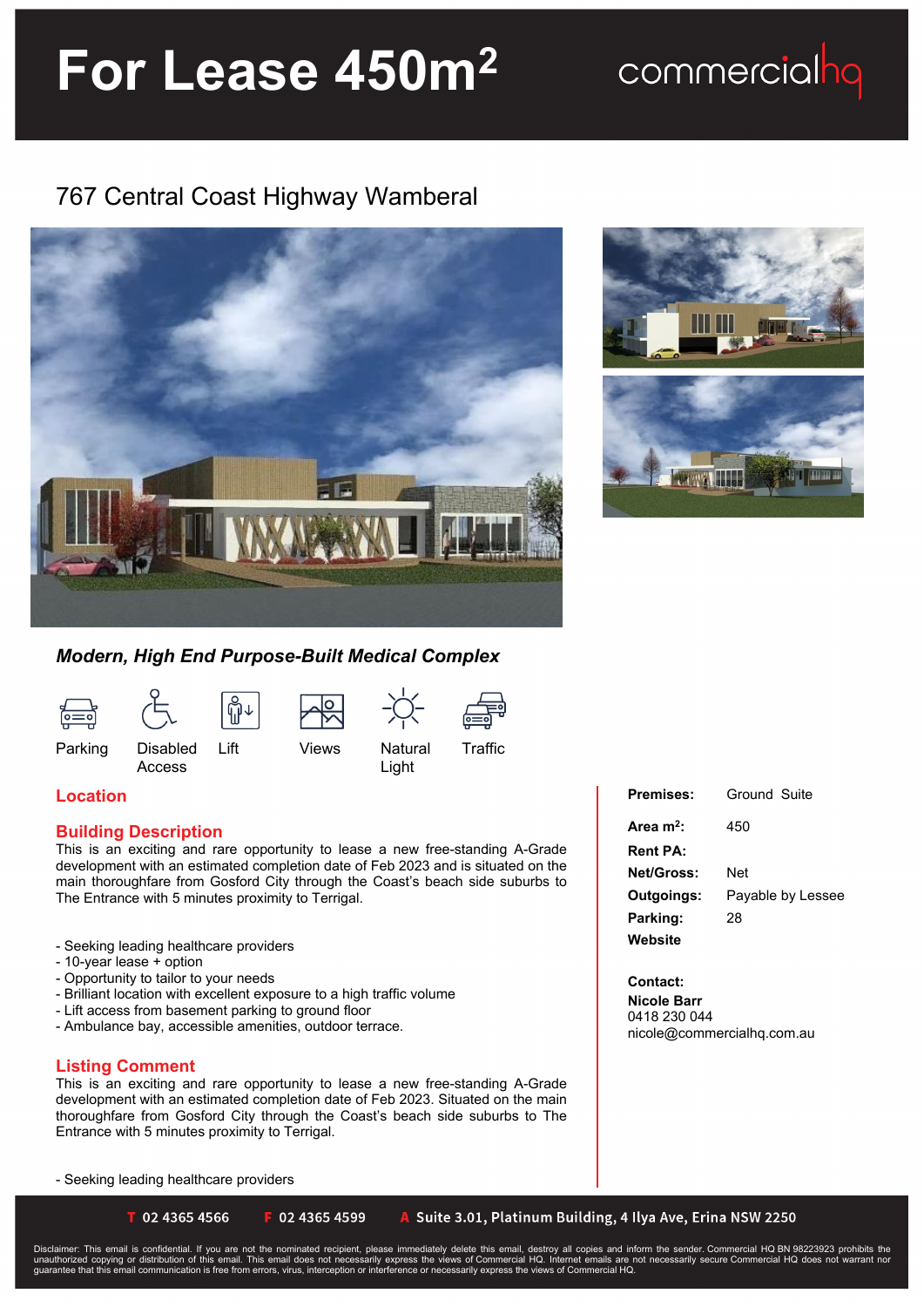# For Lease 450m²

commercialhq

## 767 Central Coast Highway Wamberal

***Modern, High End Purpose-Built Medical Complex***

Parking | Disabled Access | Lift | Views | Natural Light | Traffic

## Location

## Building Description

This is an exciting and rare opportunity to lease a new free-standing A-Grade development with an estimated completion date of Feb 2023 and is situated on the main thoroughfare from Gosford City through the Coast's beach side suburbs to The Entrance with 5 minutes proximity to Terrigal.

- Seeking leading healthcare providers
- 10-year lease + option
- Opportunity to tailor to your needs
- Brilliant location with excellent exposure to a high traffic volume
- Lift access from basement parking to ground floor
- Ambulance bay, accessible amenities, outdoor terrace.

## Listing Comment

This is an exciting and rare opportunity to lease a new free-standing A-Grade development with an estimated completion date of Feb 2023. Situated on the main thoroughfare from Gosford City through the Coast's beach side suburbs to The Entrance with 5 minutes proximity to Terrigal.

- Seeking leading healthcare providers

| | |
|---|---|
| **Premises:** | Ground Suite |
| **Area m²:** | 450 |
| **Rent PA:** | |
| **Net/Gross:** | Net |
| **Outgoings:** | Payable by Lessee |
| **Parking:** | 28 |
| **Website** | |

**Contact:**
**Nicole Barr**
0418 230 044
nicole@commercialhq.com.au

**T** 02 4365 4566 **F** 02 4365 4599 **A** Suite 3.01, Platinum Building, 4 Ilya Ave, Erina NSW 2250

Disclaimer: This email is confidential. If you are not the nominated recipient, please immediately delete this email, destroy all copies and inform the sender. Commercial HQ BN 98223923 prohibits the unauthorized copying or distribution of this email. This email does not necessarily express the views of Commercial HQ. Internet emails are not necessarily secure Commercial HQ does not warrant nor guarantee that this email communication is free from errors, virus, interception or interference or necessarily express the views of Commercial HQ.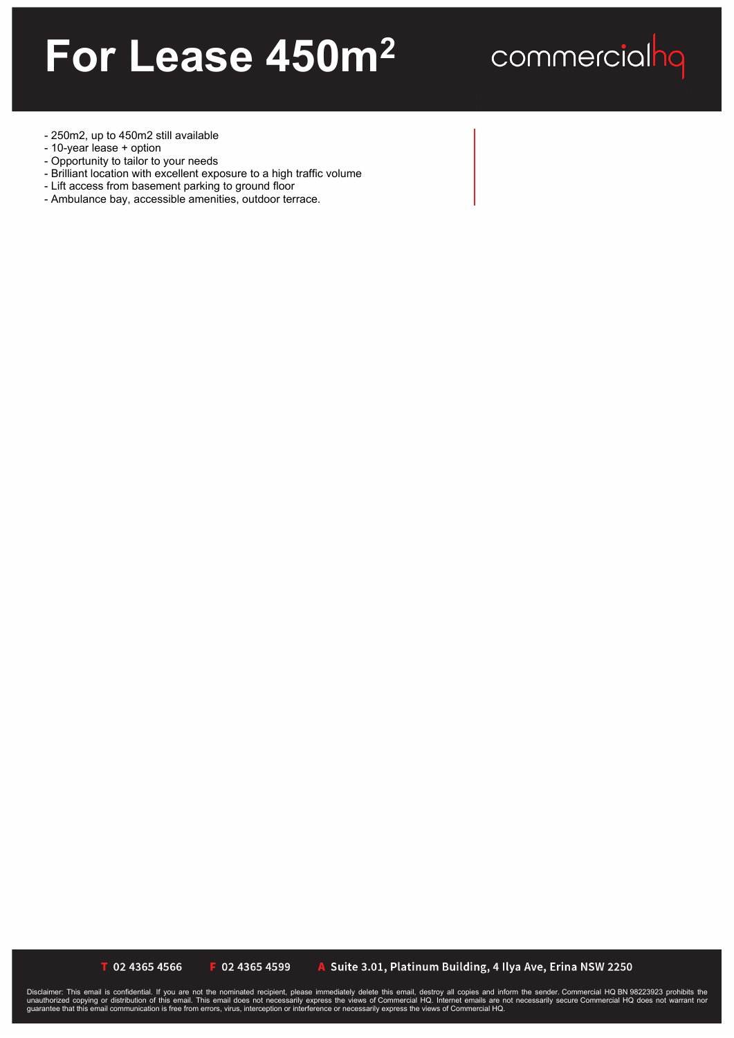# For Lease 450m²

commercialhq

- 250m2, up to 450m2 still available
- 10-year lease + option
- Opportunity to tailor to your needs
- Brilliant location with excellent exposure to a high traffic volume
- Lift access from basement parking to ground floor
- Ambulance bay, accessible amenities, outdoor terrace.

**T** 02 4365 4566 **F** 02 4365 4599 **A** Suite 3.01, Platinum Building, 4 Ilya Ave, Erina NSW 2250

Disclaimer: This email is confidential. If you are not the nominated recipient, please immediately delete this email, destroy all copies and inform the sender. Commercial HQ BN 98223923 prohibits the unauthorized copying or distribution of this email. This email does not necessarily express the views of Commercial HQ. Internet emails are not necessarily secure Commercial HQ does not warrant nor guarantee that this email communication is free from errors, virus, interception or interference or necessarily express the views of Commercial HQ.